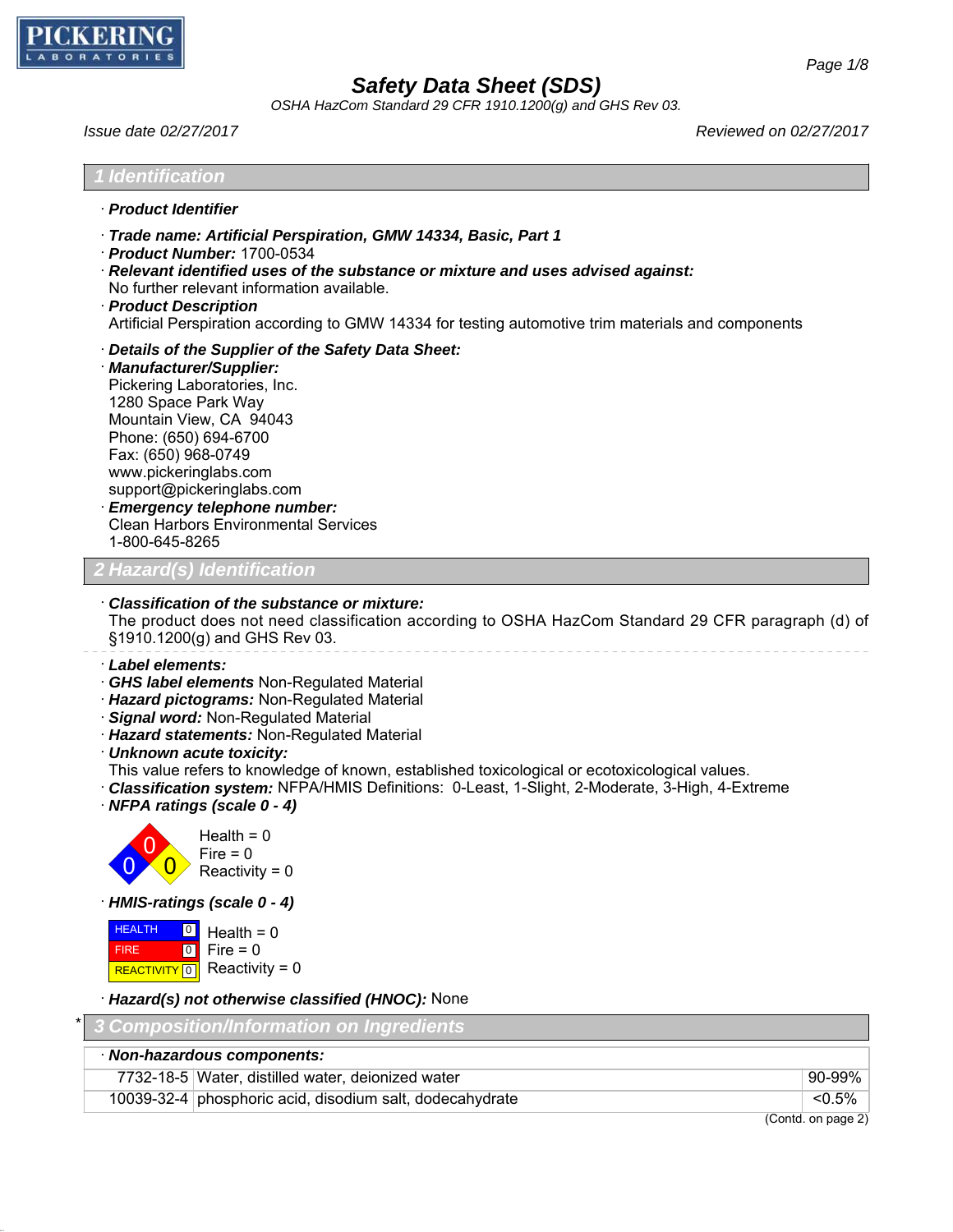# Safety Data Sheet (SDS)

*OSHA HazCom Standard 29 CFR 1910.1200(g) and GHS Rev 03.*

*Issue date 02/27/2017* *Reviewed on 02/27/2017*

## 1 Identification

· ***Product Identifier***

· ***Trade name: Artificial Perspiration, GMW 14334, Basic, Part 1***
· ***Product Number:*** 1700-0534
· ***Relevant identified uses of the substance or mixture and uses advised against:***
No further relevant information available.
· ***Product Description***
Artificial Perspiration according to GMW 14334 for testing automotive trim materials and components

· ***Details of the Supplier of the Safety Data Sheet:***
· ***Manufacturer/Supplier:***
Pickering Laboratories, Inc.
1280 Space Park Way
Mountain View, CA 94043
Phone: (650) 694-6700
Fax: (650) 968-0749
www.pickeringlabs.com
support@pickeringlabs.com
· ***Emergency telephone number:***
Clean Harbors Environmental Services
1-800-645-8265

## 2 Hazard(s) Identification

· ***Classification of the substance or mixture:***
The product does not need classification according to OSHA HazCom Standard 29 CFR paragraph (d) of §1910.1200(g) and GHS Rev 03.

· ***Label elements:***
· ***GHS label elements*** Non-Regulated Material
· ***Hazard pictograms:*** Non-Regulated Material
· ***Signal word:*** Non-Regulated Material
· ***Hazard statements:*** Non-Regulated Material
· ***Unknown acute toxicity:***
This value refers to knowledge of known, established toxicological or ecotoxicological values.
· ***Classification system:*** NFPA/HMIS Definitions: 0-Least, 1-Slight, 2-Moderate, 3-High, 4-Extreme
· ***NFPA ratings (scale 0 - 4)***

Health = 0
Fire = 0
Reactivity = 0

· ***HMIS-ratings (scale 0 - 4)***

| | | |
|---|---|---|
| HEALTH | 0 | Health = 0 |
| FIRE | 0 | Fire = 0 |
| REACTIVITY | 0 | Reactivity = 0 |

· ***Hazard(s) not otherwise classified (HNOC):*** None

## 3 Composition/Information on Ingredients

· ***Non-hazardous components:***

| CAS | Component | Concentration |
|---|---|---|
| 7732-18-5 | Water, distilled water, deionized water | 90-99% |
| 10039-32-4 | phosphoric acid, disodium salt, dodecahydrate | <0.5% |

(Contd. on page 2)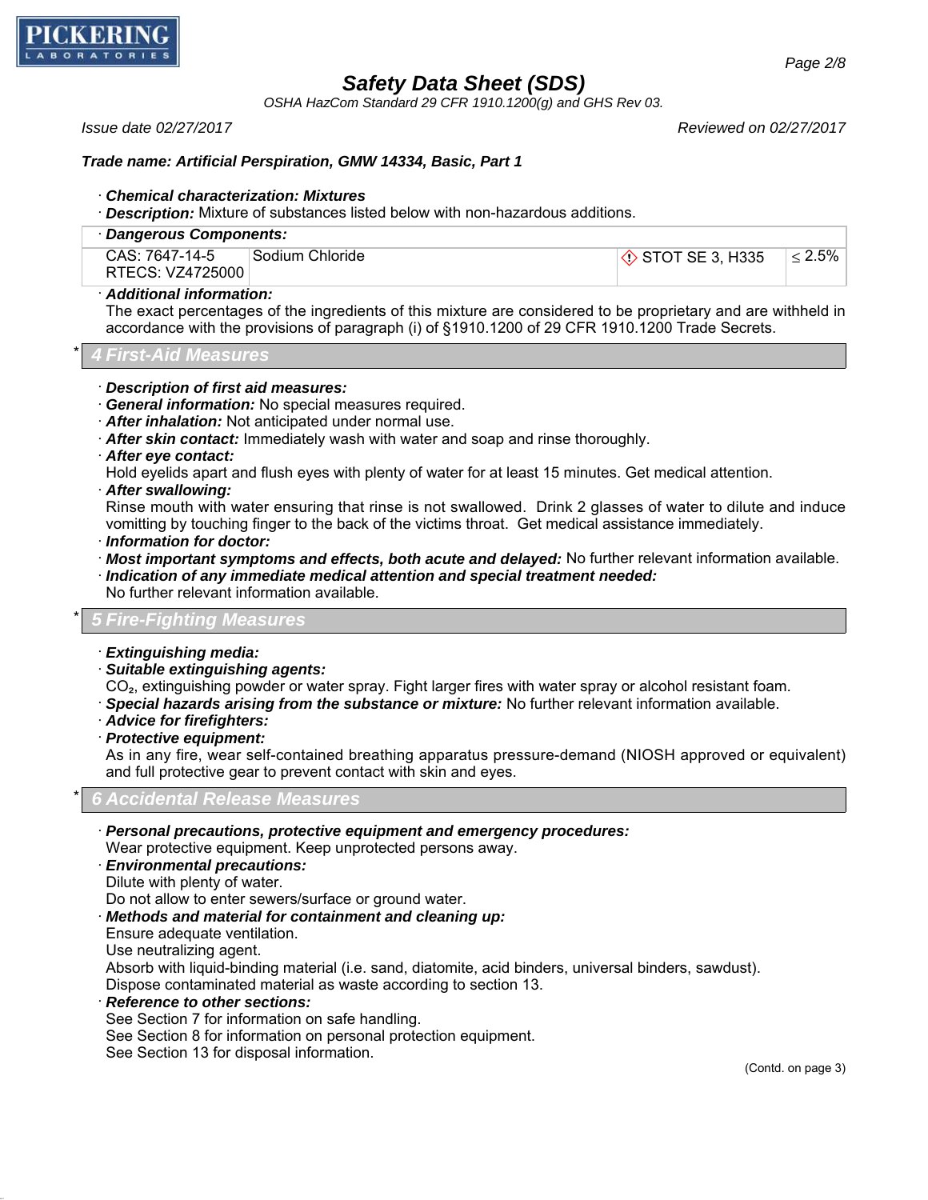*Trade name: Artificial Perspiration, GMW 14334, Basic, Part 1*

· ***Chemical characterization: Mixtures***
· ***Description:*** Mixture of substances listed below with non-hazardous additions.

| · ***Dangerous Components:*** | | | |
|---|---|---|---|
| CAS: 7647-14-5 RTECS: VZ4725000 | Sodium Chloride | STOT SE 3, H335 | ≤ 2.5% |

· ***Additional information:***
The exact percentages of the ingredients of this mixture are considered to be proprietary and are withheld in accordance with the provisions of paragraph (i) of §1910.1200 of 29 CFR 1910.1200 Trade Secrets.

## * 4 First-Aid Measures

· ***Description of first aid measures:***
· ***General information:*** No special measures required.
· ***After inhalation:*** Not anticipated under normal use.
· ***After skin contact:*** Immediately wash with water and soap and rinse thoroughly.
· ***After eye contact:***
Hold eyelids apart and flush eyes with plenty of water for at least 15 minutes. Get medical attention.
· ***After swallowing:***
Rinse mouth with water ensuring that rinse is not swallowed. Drink 2 glasses of water to dilute and induce vomitting by touching finger to the back of the victims throat. Get medical assistance immediately.
· ***Information for doctor:***
· ***Most important symptoms and effects, both acute and delayed:*** No further relevant information available.
· ***Indication of any immediate medical attention and special treatment needed:***
No further relevant information available.

## * 5 Fire-Fighting Measures

· ***Extinguishing media:***
· ***Suitable extinguishing agents:***
$CO_2$, extinguishing powder or water spray. Fight larger fires with water spray or alcohol resistant foam.
· ***Special hazards arising from the substance or mixture:*** No further relevant information available.
· ***Advice for firefighters:***
· ***Protective equipment:***
As in any fire, wear self-contained breathing apparatus pressure-demand (NIOSH approved or equivalent) and full protective gear to prevent contact with skin and eyes.

## * 6 Accidental Release Measures

· ***Personal precautions, protective equipment and emergency procedures:***
Wear protective equipment. Keep unprotected persons away.
· ***Environmental precautions:***
Dilute with plenty of water.
Do not allow to enter sewers/surface or ground water.
· ***Methods and material for containment and cleaning up:***
Ensure adequate ventilation.
Use neutralizing agent.
Absorb with liquid-binding material (i.e. sand, diatomite, acid binders, universal binders, sawdust).
Dispose contaminated material as waste according to section 13.
· ***Reference to other sections:***
See Section 7 for information on safe handling.
See Section 8 for information on personal protection equipment.
See Section 13 for disposal information.

(Contd. on page 3)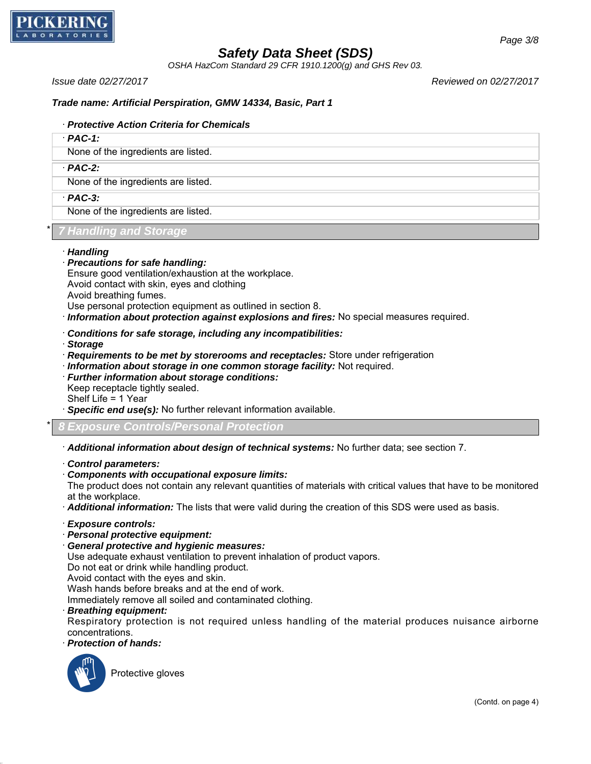**Trade name: Artificial Perspiration, GMW 14334, Basic, Part 1**

· **Protective Action Criteria for Chemicals**

| · **PAC-1:** |
|---|
| None of the ingredients are listed. |

| · **PAC-2:** |
|---|
| None of the ingredients are listed. |

| · **PAC-3:** |
|---|
| None of the ingredients are listed. |

## * 7 Handling and Storage

· **Handling**
· **Precautions for safe handling:**
Ensure good ventilation/exhaustion at the workplace.
Avoid contact with skin, eyes and clothing
Avoid breathing fumes.
Use personal protection equipment as outlined in section 8.
· **Information about protection against explosions and fires:** No special measures required.

· **Conditions for safe storage, including any incompatibilities:**
· **Storage**
· **Requirements to be met by storerooms and receptacles:** Store under refrigeration
· **Information about storage in one common storage facility:** Not required.
· **Further information about storage conditions:**
Keep receptacle tightly sealed.
Shelf Life = 1 Year
· **Specific end use(s):** No further relevant information available.

## * 8 Exposure Controls/Personal Protection

· **Additional information about design of technical systems:** No further data; see section 7.

· **Control parameters:**
· **Components with occupational exposure limits:**
The product does not contain any relevant quantities of materials with critical values that have to be monitored at the workplace.
· **Additional information:** The lists that were valid during the creation of this SDS were used as basis.

· **Exposure controls:**
· **Personal protective equipment:**
· **General protective and hygienic measures:**
Use adequate exhaust ventilation to prevent inhalation of product vapors.
Do not eat or drink while handling product.
Avoid contact with the eyes and skin.
Wash hands before breaks and at the end of work.
Immediately remove all soiled and contaminated clothing.
· **Breathing equipment:**
Respiratory protection is not required unless handling of the material produces nuisance airborne concentrations.
· **Protection of hands:**

Protective gloves

(Contd. on page 4)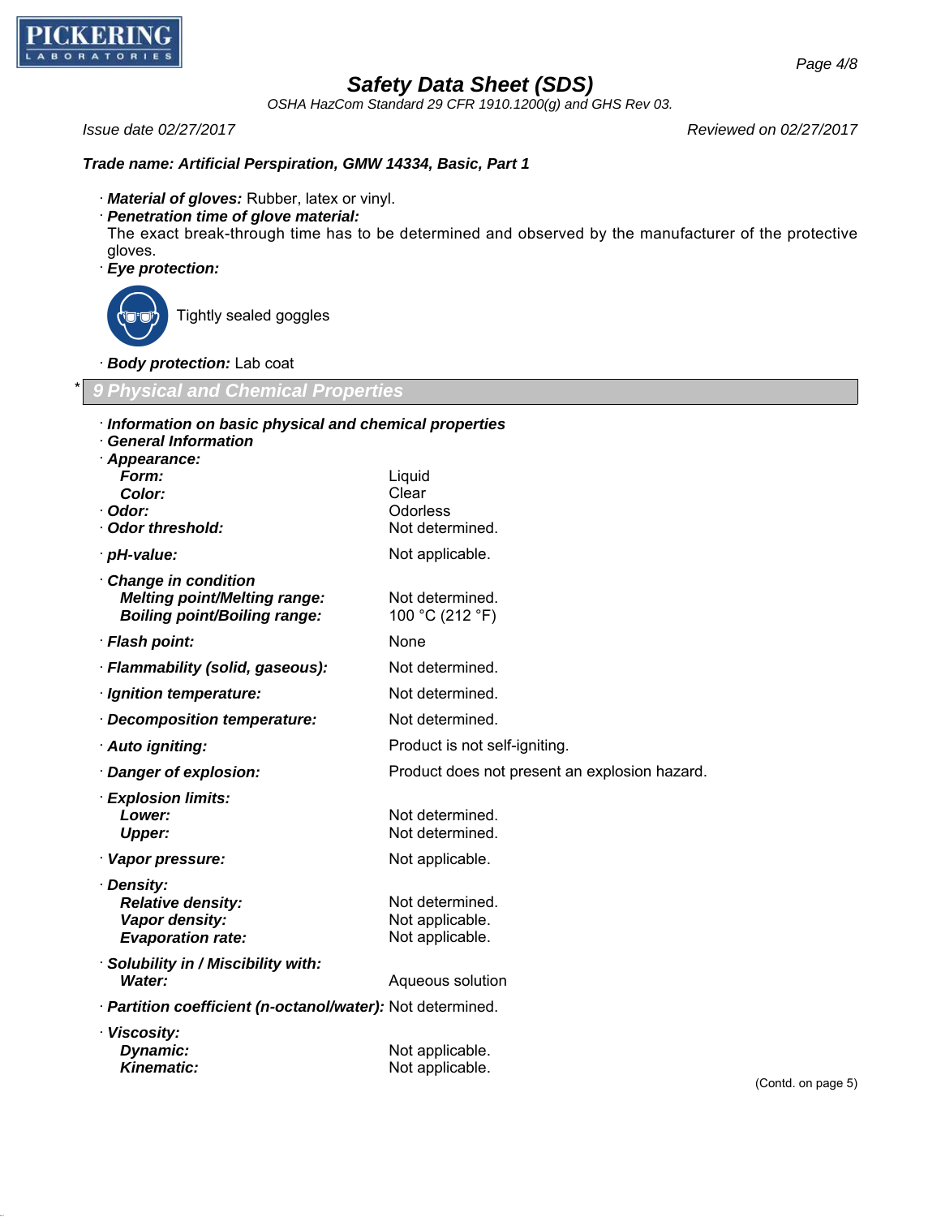**Trade name: Artificial Perspiration, GMW 14334, Basic, Part 1**

· **Material of gloves:** Rubber, latex or vinyl.
· **Penetration time of glove material:**
The exact break-through time has to be determined and observed by the manufacturer of the protective gloves.
· **Eye protection:**

Tightly sealed goggles

· **Body protection:** Lab coat

## * 9 Physical and Chemical Properties

· **Information on basic physical and chemical properties**
· **General Information**
· **Appearance:**

| | |
|---|---|
| **Form:** | Liquid |
| **Color:** | Clear |
| · **Odor:** | Odorless |
| · **Odor threshold:** | Not determined. |
| · **pH-value:** | Not applicable. |
| · **Change in condition** | |
| **Melting point/Melting range:** | Not determined. |
| **Boiling point/Boiling range:** | 100 °C (212 °F) |
| · **Flash point:** | None |
| · **Flammability (solid, gaseous):** | Not determined. |
| · **Ignition temperature:** | Not determined. |
| · **Decomposition temperature:** | Not determined. |
| · **Auto igniting:** | Product is not self-igniting. |
| · **Danger of explosion:** | Product does not present an explosion hazard. |
| · **Explosion limits:** | |
| **Lower:** | Not determined. |
| **Upper:** | Not determined. |
| · **Vapor pressure:** | Not applicable. |
| · **Density:** | |
| **Relative density:** | Not determined. |
| **Vapor density:** | Not applicable. |
| **Evaporation rate:** | Not applicable. |
| · **Solubility in / Miscibility with:** | |
| **Water:** | Aqueous solution |
| · **Partition coefficient (n-octanol/water):** | Not determined. |
| · **Viscosity:** | |
| **Dynamic:** | Not applicable. |
| **Kinematic:** | Not applicable. |

(Contd. on page 5)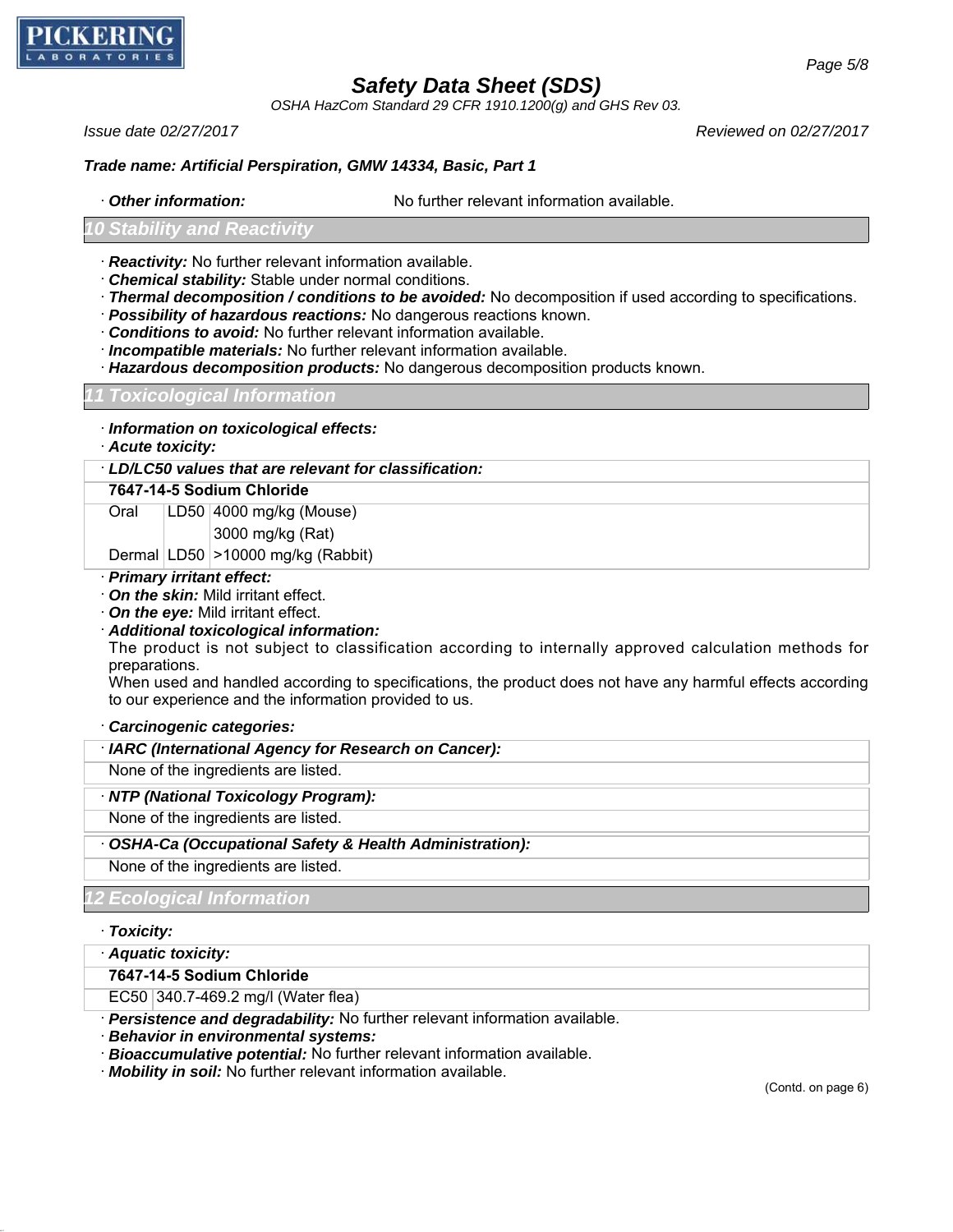**Trade name: Artificial Perspiration, GMW 14334, Basic, Part 1**

· ***Other information:*** No further relevant information available.

## 10 Stability and Reactivity

· ***Reactivity:*** No further relevant information available.
· ***Chemical stability:*** Stable under normal conditions.
· ***Thermal decomposition / conditions to be avoided:*** No decomposition if used according to specifications.
· ***Possibility of hazardous reactions:*** No dangerous reactions known.
· ***Conditions to avoid:*** No further relevant information available.
· ***Incompatible materials:*** No further relevant information available.
· ***Hazardous decomposition products:*** No dangerous decomposition products known.

## 11 Toxicological Information

· ***Information on toxicological effects:***
· ***Acute toxicity:***

| · ***LD/LC50 values that are relevant for classification:*** | | |
|---|---|---|
| **7647-14-5 Sodium Chloride** | | |
| Oral | LD50 | 4000 mg/kg (Mouse) |
| | | 3000 mg/kg (Rat) |
| Dermal | LD50 | >10000 mg/kg (Rabbit) |

· ***Primary irritant effect:***
· ***On the skin:*** Mild irritant effect.
· ***On the eye:*** Mild irritant effect.
· ***Additional toxicological information:***
The product is not subject to classification according to internally approved calculation methods for preparations.
When used and handled according to specifications, the product does not have any harmful effects according to our experience and the information provided to us.

· ***Carcinogenic categories:***

| · ***IARC (International Agency for Research on Cancer):*** |
|---|
| None of the ingredients are listed. |

| · ***NTP (National Toxicology Program):*** |
|---|
| None of the ingredients are listed. |

| · ***OSHA-Ca (Occupational Safety & Health Administration):*** |
|---|
| None of the ingredients are listed. |

## 12 Ecological Information

· ***Toxicity:***

| · ***Aquatic toxicity:*** | |
|---|---|
| **7647-14-5 Sodium Chloride** | |
| EC50 | 340.7-469.2 mg/l (Water flea) |

· ***Persistence and degradability:*** No further relevant information available.
· ***Behavior in environmental systems:***
· ***Bioaccumulative potential:*** No further relevant information available.
· ***Mobility in soil:*** No further relevant information available.

(Contd. on page 6)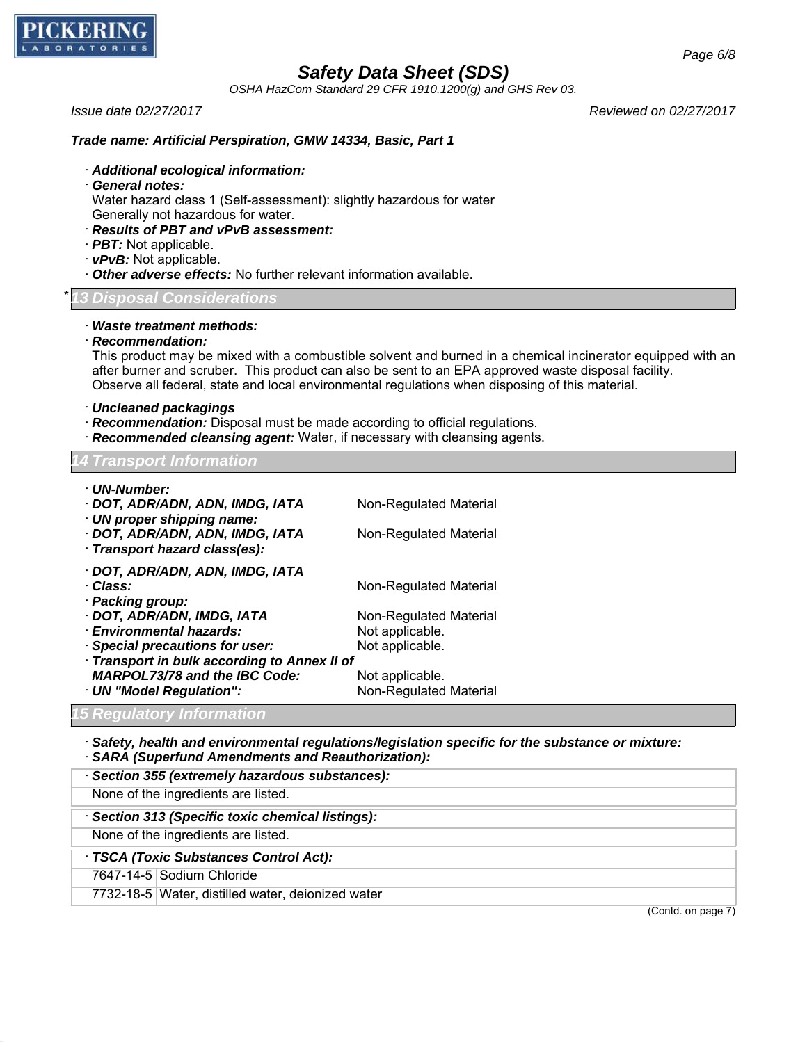**Trade name: Artificial Perspiration, GMW 14334, Basic, Part 1**

· ***Additional ecological information:***
· ***General notes:***
Water hazard class 1 (Self-assessment): slightly hazardous for water
Generally not hazardous for water.
· ***Results of PBT and vPvB assessment:***
· ***PBT:*** Not applicable.
· ***vPvB:*** Not applicable.
· ***Other adverse effects:*** No further relevant information available.

## * 13 Disposal Considerations

· ***Waste treatment methods:***
· ***Recommendation:***
This product may be mixed with a combustible solvent and burned in a chemical incinerator equipped with an after burner and scrubber. This product can also be sent to an EPA approved waste disposal facility. Observe all federal, state and local environmental regulations when disposing of this material.

· ***Uncleaned packagings***
· ***Recommendation:*** Disposal must be made according to official regulations.
· ***Recommended cleansing agent:*** Water, if necessary with cleansing agents.

## 14 Transport Information

· ***UN-Number:***
· ***DOT, ADR/ADN, ADN, IMDG, IATA*** Non-Regulated Material
· ***UN proper shipping name:***
· ***DOT, ADR/ADN, ADN, IMDG, IATA*** Non-Regulated Material
· ***Transport hazard class(es):***

· ***DOT, ADR/ADN, ADN, IMDG, IATA***
· ***Class:*** Non-Regulated Material
· ***Packing group:***
· ***DOT, ADR/ADN, IMDG, IATA*** Non-Regulated Material
· ***Environmental hazards:*** Not applicable.
· ***Special precautions for user:*** Not applicable.
· ***Transport in bulk according to Annex II of MARPOL73/78 and the IBC Code:*** Not applicable.
· ***UN "Model Regulation":*** Non-Regulated Material

## 15 Regulatory Information

· ***Safety, health and environmental regulations/legislation specific for the substance or mixture:***
· ***SARA (Superfund Amendments and Reauthorization):***

· ***Section 355 (extremely hazardous substances):***
None of the ingredients are listed.

· ***Section 313 (Specific toxic chemical listings):***
None of the ingredients are listed.

· ***TSCA (Toxic Substances Control Act):***

| | |
|---|---|
| 7647-14-5 | Sodium Chloride |
| 7732-18-5 | Water, distilled water, deionized water |

(Contd. on page 7)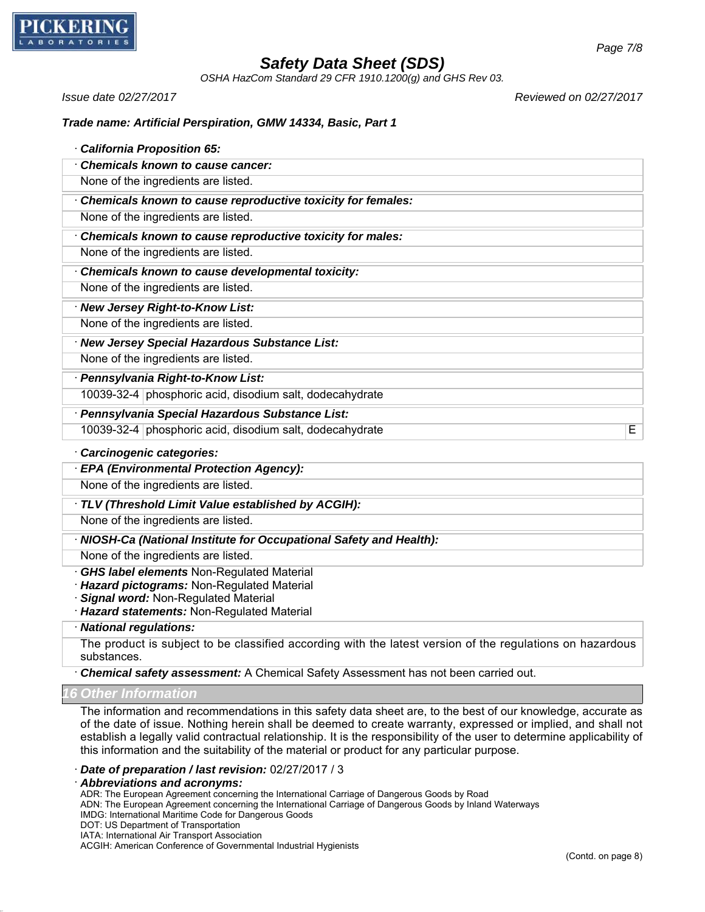· **California Proposition 65:**

· **Chemicals known to cause cancer:**

None of the ingredients are listed.

· **Chemicals known to cause reproductive toxicity for females:**

None of the ingredients are listed.

· **Chemicals known to cause reproductive toxicity for males:**

None of the ingredients are listed.

· **Chemicals known to cause developmental toxicity:**

None of the ingredients are listed.

· **New Jersey Right-to-Know List:**

None of the ingredients are listed.

· **New Jersey Special Hazardous Substance List:**

None of the ingredients are listed.

· **Pennsylvania Right-to-Know List:**

| | |
|---|---|
| 10039-32-4 | phosphoric acid, disodium salt, dodecahydrate |

· **Pennsylvania Special Hazardous Substance List:**

| | | |
|---|---|---|
| 10039-32-4 | phosphoric acid, disodium salt, dodecahydrate | E |

· **Carcinogenic categories:**

· **EPA (Environmental Protection Agency):**

None of the ingredients are listed.

· **TLV (Threshold Limit Value established by ACGIH):**

None of the ingredients are listed.

· **NIOSH-Ca (National Institute for Occupational Safety and Health):**

None of the ingredients are listed.

· **GHS label elements** Non-Regulated Material
· **Hazard pictograms:** Non-Regulated Material
· **Signal word:** Non-Regulated Material
· **Hazard statements:** Non-Regulated Material

· **National regulations:**

The product is subject to be classified according with the latest version of the regulations on hazardous substances.

· **Chemical safety assessment:** A Chemical Safety Assessment has not been carried out.

## 16 Other Information

The information and recommendations in this safety data sheet are, to the best of our knowledge, accurate as of the date of issue. Nothing herein shall be deemed to create warranty, expressed or implied, and shall not establish a legally valid contractual relationship. It is the responsibility of the user to determine applicability of this information and the suitability of the material or product for any particular purpose.

· **Date of preparation / last revision:** 02/27/2017 / 3

· **Abbreviations and acronyms:**
ADR: The European Agreement concerning the International Carriage of Dangerous Goods by Road
ADN: The European Agreement concerning the International Carriage of Dangerous Goods by Inland Waterways
IMDG: International Maritime Code for Dangerous Goods
DOT: US Department of Transportation
IATA: International Air Transport Association
ACGIH: American Conference of Governmental Industrial Hygienists

(Contd. on page 8)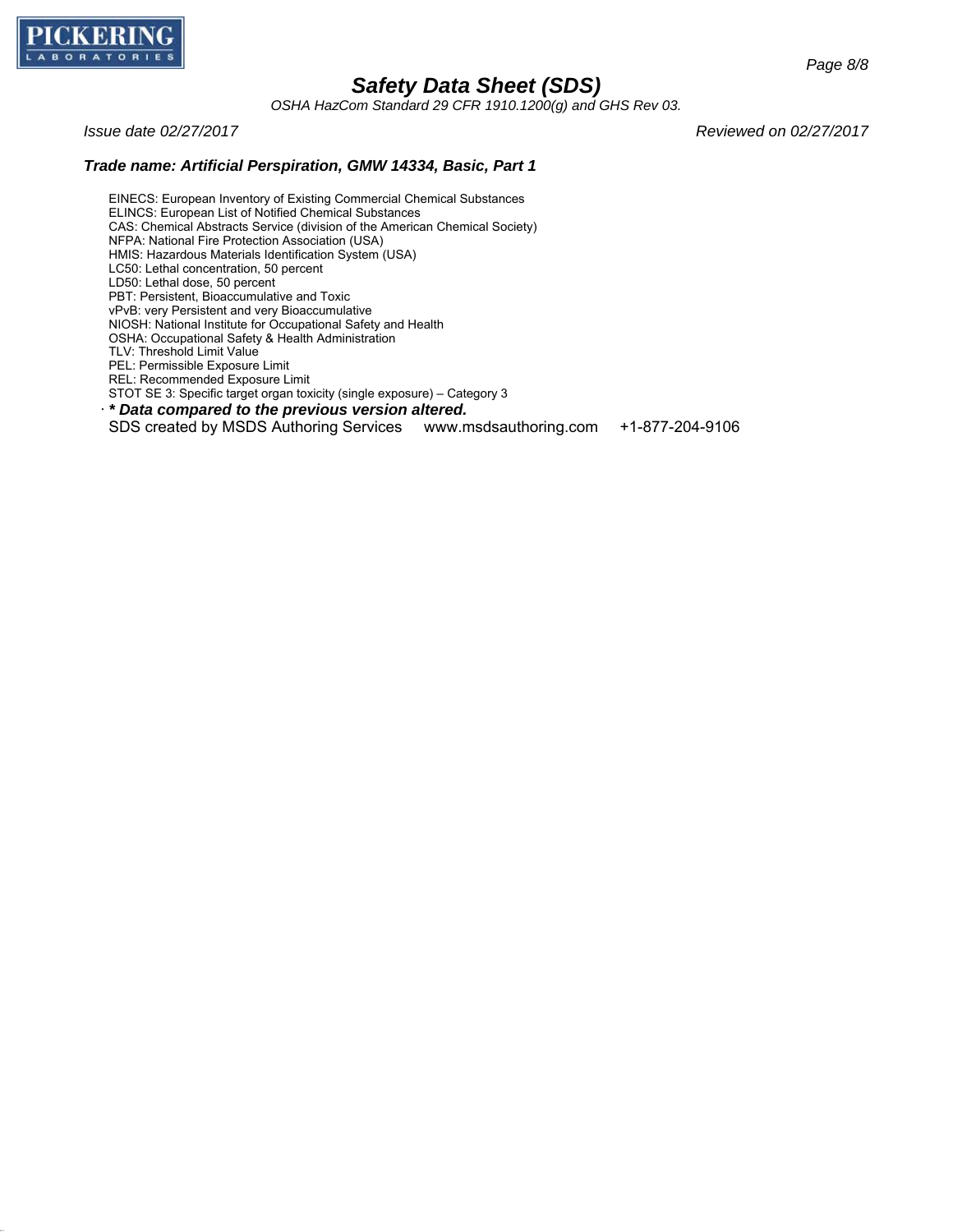EINECS: European Inventory of Existing Commercial Chemical Substances
ELINCS: European List of Notified Chemical Substances
CAS: Chemical Abstracts Service (division of the American Chemical Society)
NFPA: National Fire Protection Association (USA)
HMIS: Hazardous Materials Identification System (USA)
LC50: Lethal concentration, 50 percent
LD50: Lethal dose, 50 percent
PBT: Persistent, Bioaccumulative and Toxic
vPvB: very Persistent and very Bioaccumulative
NIOSH: National Institute for Occupational Safety and Health
OSHA: Occupational Safety & Health Administration
TLV: Threshold Limit Value
PEL: Permissible Exposure Limit
REL: Recommended Exposure Limit
STOT SE 3: Specific target organ toxicity (single exposure) – Category 3

· ***\* Data compared to the previous version altered.***

SDS created by MSDS Authoring Services www.msdsauthoring.com +1-877-204-9106